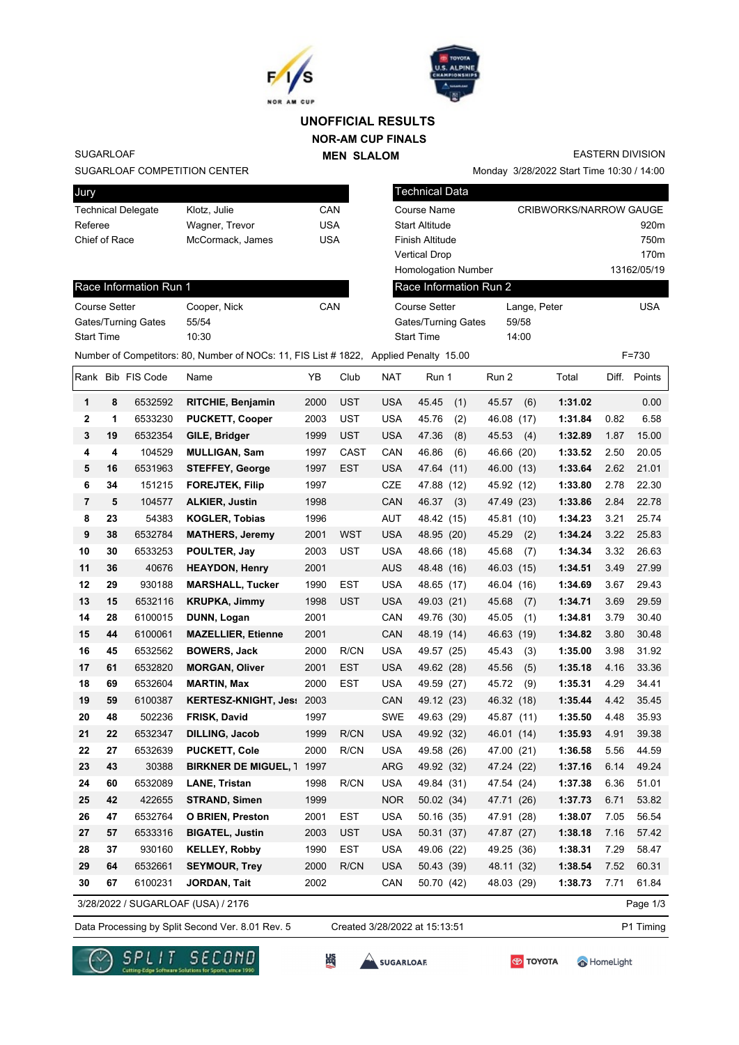# UNOFFICIAL RESULTS

## NOR-AM CUP FINALS

## MEN SLALOM

SUGARLOAF | EASTERN DIVISION

SUGARLOAF COMPETITION CENTER | Monday 3/28/2022 Start Time 10:30 / 14:00

| Jury | | |
|---|---|---|
| Technical Delegate | Klotz, Julie | CAN |
| Referee | Wagner, Trevor | USA |
| Chief of Race | McCormack, James | USA |

| Technical Data | |
|---|---|
| Course Name | CRIBWORKS/NARROW GAUGE |
| Start Altitude | 920m |
| Finish Altitude | 750m |
| Vertical Drop | 170m |
| Homologation Number | 13162/05/19 |

| Race Information Run 1 | | |
|---|---|---|
| Course Setter | Cooper, Nick | CAN |
| Gates/Turning Gates | 55/54 | |
| Start Time | 10:30 | |

| Race Information Run 2 | | |
|---|---|---|
| Course Setter | Lange, Peter | USA |
| Gates/Turning Gates | 59/58 | |
| Start Time | 14:00 | |

Number of Competitors: 80, Number of NOCs: 11, FIS List # 1822, Applied Penalty 15.00 F=730

| Rank | Bib | FIS Code | Name | YB | Club | NAT | Run 1 | Run 2 | Total | Diff. | Points |
|---|---|---|---|---|---|---|---|---|---|---|---|
| 1 | 8 | 6532592 | **RITCHIE, Benjamin** | 2000 | UST | USA | 45.45 (1) | 45.57 (6) | **1:31.02** | | 0.00 |
| 2 | 1 | 6533230 | **PUCKETT, Cooper** | 2003 | UST | USA | 45.76 (2) | 46.08 (17) | **1:31.84** | 0.82 | 6.58 |
| 3 | 19 | 6532354 | **GILE, Bridger** | 1999 | UST | USA | 47.36 (8) | 45.53 (4) | **1:32.89** | 1.87 | 15.00 |
| 4 | 4 | 104529 | **MULLIGAN, Sam** | 1997 | CAST | CAN | 46.86 (6) | 46.66 (20) | **1:33.52** | 2.50 | 20.05 |
| 5 | 16 | 6531963 | **STEFFEY, George** | 1997 | EST | USA | 47.64 (11) | 46.00 (13) | **1:33.64** | 2.62 | 21.01 |
| 6 | 34 | 151215 | **FOREJTEK, Filip** | 1997 | | CZE | 47.88 (12) | 45.92 (12) | **1:33.80** | 2.78 | 22.30 |
| 7 | 5 | 104577 | **ALKIER, Justin** | 1998 | | CAN | 46.37 (3) | 47.49 (23) | **1:33.86** | 2.84 | 22.78 |
| 8 | 23 | 54383 | **KOGLER, Tobias** | 1996 | | AUT | 48.42 (15) | 45.81 (10) | **1:34.23** | 3.21 | 25.74 |
| 9 | 38 | 6532784 | **MATHERS, Jeremy** | 2001 | WST | USA | 48.95 (20) | 45.29 (2) | **1:34.24** | 3.22 | 25.83 |
| 10 | 30 | 6533253 | **POULTER, Jay** | 2003 | UST | USA | 48.66 (18) | 45.68 (7) | **1:34.34** | 3.32 | 26.63 |
| 11 | 36 | 40676 | **HEAYDON, Henry** | 2001 | | AUS | 48.48 (16) | 46.03 (15) | **1:34.51** | 3.49 | 27.99 |
| 12 | 29 | 930188 | **MARSHALL, Tucker** | 1990 | EST | USA | 48.65 (17) | 46.04 (16) | **1:34.69** | 3.67 | 29.43 |
| 13 | 15 | 6532116 | **KRUPKA, Jimmy** | 1998 | UST | USA | 49.03 (21) | 45.68 (7) | **1:34.71** | 3.69 | 29.59 |
| 14 | 28 | 6100015 | **DUNN, Logan** | 2001 | | CAN | 49.76 (30) | 45.05 (1) | **1:34.81** | 3.79 | 30.40 |
| 15 | 44 | 6100061 | **MAZELLIER, Etienne** | 2001 | | CAN | 48.19 (14) | 46.63 (19) | **1:34.82** | 3.80 | 30.48 |
| 16 | 45 | 6532562 | **BOWERS, Jack** | 2000 | R/CN | USA | 49.57 (25) | 45.43 (3) | **1:35.00** | 3.98 | 31.92 |
| 17 | 61 | 6532820 | **MORGAN, Oliver** | 2001 | EST | USA | 49.62 (28) | 45.56 (5) | **1:35.18** | 4.16 | 33.36 |
| 18 | 69 | 6532604 | **MARTIN, Max** | 2000 | EST | USA | 49.59 (27) | 45.72 (9) | **1:35.31** | 4.29 | 34.41 |
| 19 | 59 | 6100387 | **KERTESZ-KNIGHT, Jes** | 2003 | | CAN | 49.12 (23) | 46.32 (18) | **1:35.44** | 4.42 | 35.45 |
| 20 | 48 | 502236 | **FRISK, David** | 1997 | | SWE | 49.63 (29) | 45.87 (11) | **1:35.50** | 4.48 | 35.93 |
| 21 | 22 | 6532347 | **DILLING, Jacob** | 1999 | R/CN | USA | 49.92 (32) | 46.01 (14) | **1:35.93** | 4.91 | 39.38 |
| 22 | 27 | 6532639 | **PUCKETT, Cole** | 2000 | R/CN | USA | 49.58 (26) | 47.00 (21) | **1:36.58** | 5.56 | 44.59 |
| 23 | 43 | 30388 | **BIRKNER DE MIGUEL, T** | 1997 | | ARG | 49.92 (32) | 47.24 (22) | **1:37.16** | 6.14 | 49.24 |
| 24 | 60 | 6532089 | **LANE, Tristan** | 1998 | R/CN | USA | 49.84 (31) | 47.54 (24) | **1:37.38** | 6.36 | 51.01 |
| 25 | 42 | 422655 | **STRAND, Simen** | 1999 | | NOR | 50.02 (34) | 47.71 (26) | **1:37.73** | 6.71 | 53.82 |
| 26 | 47 | 6532764 | **O BRIEN, Preston** | 2001 | EST | USA | 50.16 (35) | 47.91 (28) | **1:38.07** | 7.05 | 56.54 |
| 27 | 57 | 6533316 | **BIGATEL, Justin** | 2003 | UST | USA | 50.31 (37) | 47.87 (27) | **1:38.18** | 7.16 | 57.42 |
| 28 | 37 | 930160 | **KELLEY, Robby** | 1990 | EST | USA | 49.06 (22) | 49.25 (36) | **1:38.31** | 7.29 | 58.47 |
| 29 | 64 | 6532661 | **SEYMOUR, Trey** | 2000 | R/CN | USA | 50.43 (39) | 48.11 (32) | **1:38.54** | 7.52 | 60.31 |
| 30 | 67 | 6100231 | **JORDAN, Tait** | 2002 | | CAN | 50.70 (42) | 48.03 (29) | **1:38.73** | 7.71 | 61.84 |

3/28/2022 / SUGARLOAF (USA) / 2176

Data Processing by Split Second Ver. 8.01 Rev. 5 | Created 3/28/2022 at 15:13:51 | P1 Timing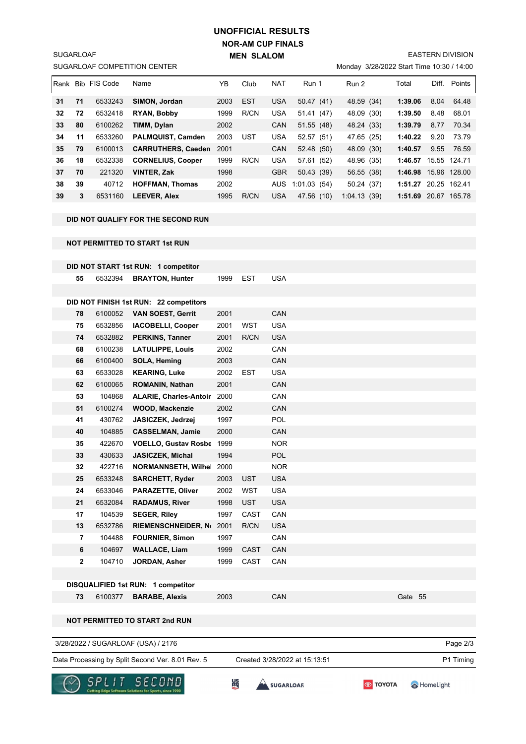# UNOFFICIAL RESULTS

## NOR-AM CUP FINALS

### MEN SLALOM

SUGARLOAF
SUGARLOAF COMPETITION CENTER

EASTERN DIVISION
Monday 3/28/2022 Start Time 10:30 / 14:00

| Rank | Bib | FIS Code | Name | YB | Club | NAT | Run 1 | Run 2 | Total | Diff. | Points |
|---|---|---|---|---|---|---|---|---|---|---|---|
| **31** | **71** | 6533243 | **SIMON, Jordan** | 2003 | EST | USA | 50.47 (41) | 48.59 (34) | **1:39.06** | 8.04 | 64.48 |
| **32** | **72** | 6532418 | **RYAN, Bobby** | 1999 | R/CN | USA | 51.41 (47) | 48.09 (30) | **1:39.50** | 8.48 | 68.01 |
| **33** | **80** | 6100262 | **TIMM, Dylan** | 2002 | | CAN | 51.55 (48) | 48.24 (33) | **1:39.79** | 8.77 | 70.34 |
| **34** | **11** | 6533260 | **PALMQUIST, Camden** | 2003 | UST | USA | 52.57 (51) | 47.65 (25) | **1:40.22** | 9.20 | 73.79 |
| **35** | **79** | 6100013 | **CARRUTHERS, Caeden** | 2001 | | CAN | 52.48 (50) | 48.09 (30) | **1:40.57** | 9.55 | 76.59 |
| **36** | **18** | 6532338 | **CORNELIUS, Cooper** | 1999 | R/CN | USA | 57.61 (52) | 48.96 (35) | **1:46.57** | 15.55 | 124.71 |
| **37** | **70** | 221320 | **VINTER, Zak** | 1998 | | GBR | 50.43 (39) | 56.55 (38) | **1:46.98** | 15.96 | 128.00 |
| **38** | **39** | 40712 | **HOFFMAN, Thomas** | 2002 | | AUS | 1:01.03 (54) | 50.24 (37) | **1:51.27** | 20.25 | 162.41 |
| **39** | **3** | 6531160 | **LEEVER, Alex** | 1995 | R/CN | USA | 47.56 (10) | 1:04.13 (39) | **1:51.69** | 20.67 | 165.78 |

**DID NOT QUALIFY FOR THE SECOND RUN**

**NOT PERMITTED TO START 1st RUN**

**DID NOT START 1st RUN: 1 competitor**

| Bib | FIS Code | Name | YB | Club | NAT |
|---|---|---|---|---|---|
| **55** | 6532394 | **BRAYTON, Hunter** | 1999 | EST | USA |

**DID NOT FINISH 1st RUN: 22 competitors**

| Bib | FIS Code | Name | YB | Club | NAT |
|---|---|---|---|---|---|
| **78** | 6100052 | **VAN SOEST, Gerrit** | 2001 | | CAN |
| **75** | 6532856 | **IACOBELLI, Cooper** | 2001 | WST | USA |
| **74** | 6532882 | **PERKINS, Tanner** | 2001 | R/CN | USA |
| **68** | 6100238 | **LATULIPPE, Louis** | 2002 | | CAN |
| **66** | 6100400 | **SOLA, Heming** | 2003 | | CAN |
| **63** | 6533028 | **KEARING, Luke** | 2002 | EST | USA |
| **62** | 6100065 | **ROMANIN, Nathan** | 2001 | | CAN |
| **53** | 104868 | **ALARIE, Charles-Antoir** | 2000 | | CAN |
| **51** | 6100274 | **WOOD, Mackenzie** | 2002 | | CAN |
| **41** | 430762 | **JASICZEK, Jedrzej** | 1997 | | POL |
| **40** | 104885 | **CASSELMAN, Jamie** | 2000 | | CAN |
| **35** | 422670 | **VOELLO, Gustav Rosbe** | 1999 | | NOR |
| **33** | 430633 | **JASICZEK, Michal** | 1994 | | POL |
| **32** | 422716 | **NORMANNSETH, Wilhel** | 2000 | | NOR |
| **25** | 6533248 | **SARCHETT, Ryder** | 2003 | UST | USA |
| **24** | 6533046 | **PARAZETTE, Oliver** | 2002 | WST | USA |
| **21** | 6532084 | **RADAMUS, River** | 1998 | UST | USA |
| **17** | 104539 | **SEGER, Riley** | 1997 | CAST | CAN |
| **13** | 6532786 | **RIEMENSCHNEIDER, N** | 2001 | R/CN | USA |
| **7** | 104488 | **FOURNIER, Simon** | 1997 | | CAN |
| **6** | 104697 | **WALLACE, Liam** | 1999 | CAST | CAN |
| **2** | 104710 | **JORDAN, Asher** | 1999 | CAST | CAN |

**DISQUALIFIED 1st RUN: 1 competitor**

| Bib | FIS Code | Name | YB | Club | NAT | |
|---|---|---|---|---|---|---|
| **73** | 6100377 | **BARABE, Alexis** | 2003 | | CAN | Gate 55 |

**NOT PERMITTED TO START 2nd RUN**

3/28/2022 / SUGARLOAF (USA) / 2176

Data Processing by Split Second Ver. 8.01 Rev. 5 — Created 3/28/2022 at 15:13:51 — P1 Timing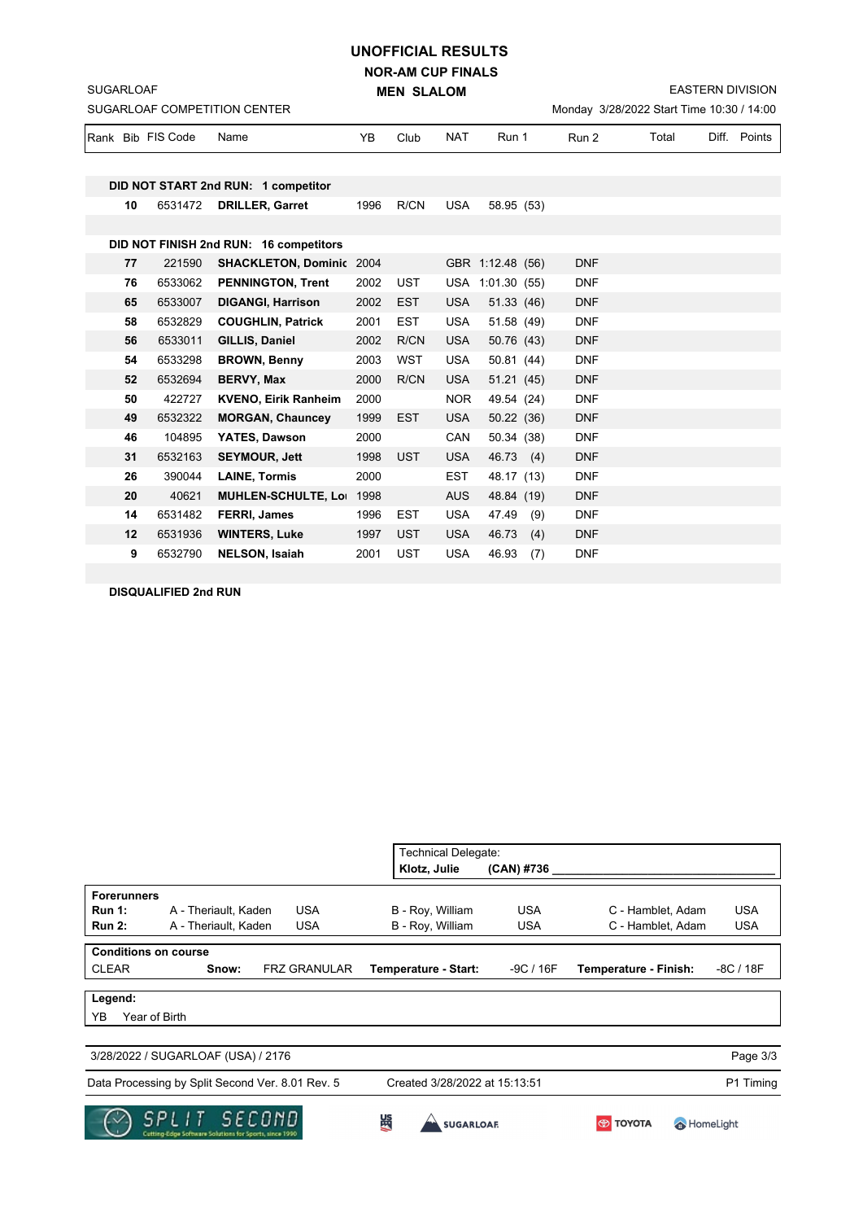# UNOFFICIAL RESULTS

## NOR-AM CUP FINALS

### MEN SLALOM

SUGARLOAF
SUGARLOAF COMPETITION CENTER

EASTERN DIVISION
Monday 3/28/2022 Start Time 10:30 / 14:00

| Rank | Bib | FIS Code | Name | YB | Club | NAT | Run 1 | | Run 2 | Total | Diff. | Points |
|---|---|---|---|---|---|---|---|---|---|---|---|---|
| **DID NOT START 2nd RUN: 1 competitor** | | | | | | | | | | | | |
| | **10** | 6531472 | **DRILLER, Garret** | 1996 | R/CN | USA | 58.95 | (53) | | | | |
| **DID NOT FINISH 2nd RUN: 16 competitors** | | | | | | | | | | | | |
| | **77** | 221590 | **SHACKLETON, Dominic** | 2004 | | GBR | 1:12.48 | (56) | DNF | | | |
| | **76** | 6533062 | **PENNINGTON, Trent** | 2002 | UST | USA | 1:01.30 | (55) | DNF | | | |
| | **65** | 6533007 | **DIGANGI, Harrison** | 2002 | EST | USA | 51.33 | (46) | DNF | | | |
| | **58** | 6532829 | **COUGHLIN, Patrick** | 2001 | EST | USA | 51.58 | (49) | DNF | | | |
| | **56** | 6533011 | **GILLIS, Daniel** | 2002 | R/CN | USA | 50.76 | (43) | DNF | | | |
| | **54** | 6533298 | **BROWN, Benny** | 2003 | WST | USA | 50.81 | (44) | DNF | | | |
| | **52** | 6532694 | **BERVY, Max** | 2000 | R/CN | USA | 51.21 | (45) | DNF | | | |
| | **50** | 422727 | **KVENO, Eirik Ranheim** | 2000 | | NOR | 49.54 | (24) | DNF | | | |
| | **49** | 6532322 | **MORGAN, Chauncey** | 1999 | EST | USA | 50.22 | (36) | DNF | | | |
| | **46** | 104895 | **YATES, Dawson** | 2000 | | CAN | 50.34 | (38) | DNF | | | |
| | **31** | 6532163 | **SEYMOUR, Jett** | 1998 | UST | USA | 46.73 | (4) | DNF | | | |
| | **26** | 390044 | **LAINE, Tormis** | 2000 | | EST | 48.17 | (13) | DNF | | | |
| | **20** | 40621 | **MUHLEN-SCHULTE, Lo** | 1998 | | AUS | 48.84 | (19) | DNF | | | |
| | **14** | 6531482 | **FERRI, James** | 1996 | EST | USA | 47.49 | (9) | DNF | | | |
| | **12** | 6531936 | **WINTERS, Luke** | 1997 | UST | USA | 46.73 | (4) | DNF | | | |
| | **9** | 6532790 | **NELSON, Isaiah** | 2001 | UST | USA | 46.93 | (7) | DNF | | | |

**DISQUALIFIED 2nd RUN**

Technical Delegate:
**Klotz, Julie (CAN) #736**

| **Forerunners** | | | | | | |
|---|---|---|---|---|---|---|
| **Run 1:** | A - Theriault, Kaden | USA | B - Roy, William | USA | C - Hamblet, Adam | USA |
| **Run 2:** | A - Theriault, Kaden | USA | B - Roy, William | USA | C - Hamblet, Adam | USA |

| **Conditions on course** | | | | | | |
|---|---|---|---|---|---|---|
| CLEAR | **Snow:** | FRZ GRANULAR | **Temperature - Start:** | -9C / 16F | **Temperature - Finish:** | -8C / 18F |

**Legend:**
YB Year of Birth

3/28/2022 / SUGARLOAF (USA) / 2176

Data Processing by Split Second Ver. 8.01 Rev. 5 | Created 3/28/2022 at 15:13:51 | P1 Timing